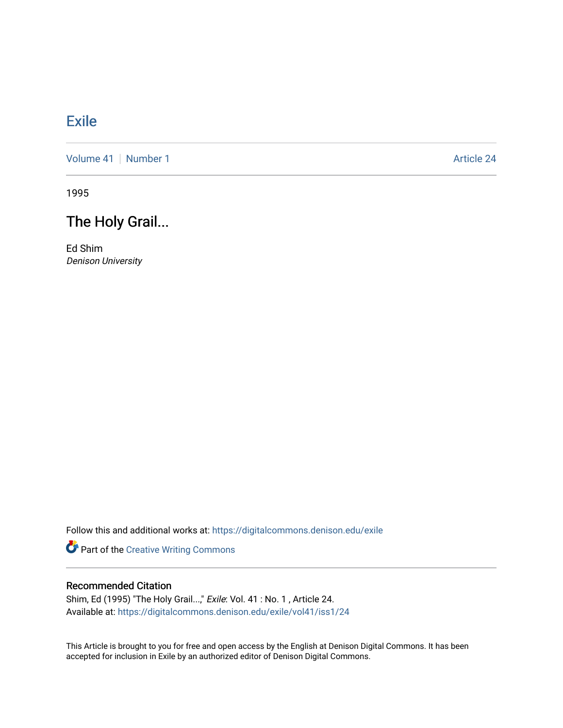# Exile

Volume 41 | Number 1 Article 24

1995

## The Holy Grail...

Ed Shim
*Denison University*

Follow this and additional works at: https://digitalcommons.denison.edu/exile

Part of the Creative Writing Commons

### Recommended Citation

Shim, Ed (1995) "The Holy Grail...," *Exile*: Vol. 41 : No. 1 , Article 24.
Available at: https://digitalcommons.denison.edu/exile/vol41/iss1/24

This Article is brought to you for free and open access by the English at Denison Digital Commons. It has been accepted for inclusion in Exile by an authorized editor of Denison Digital Commons.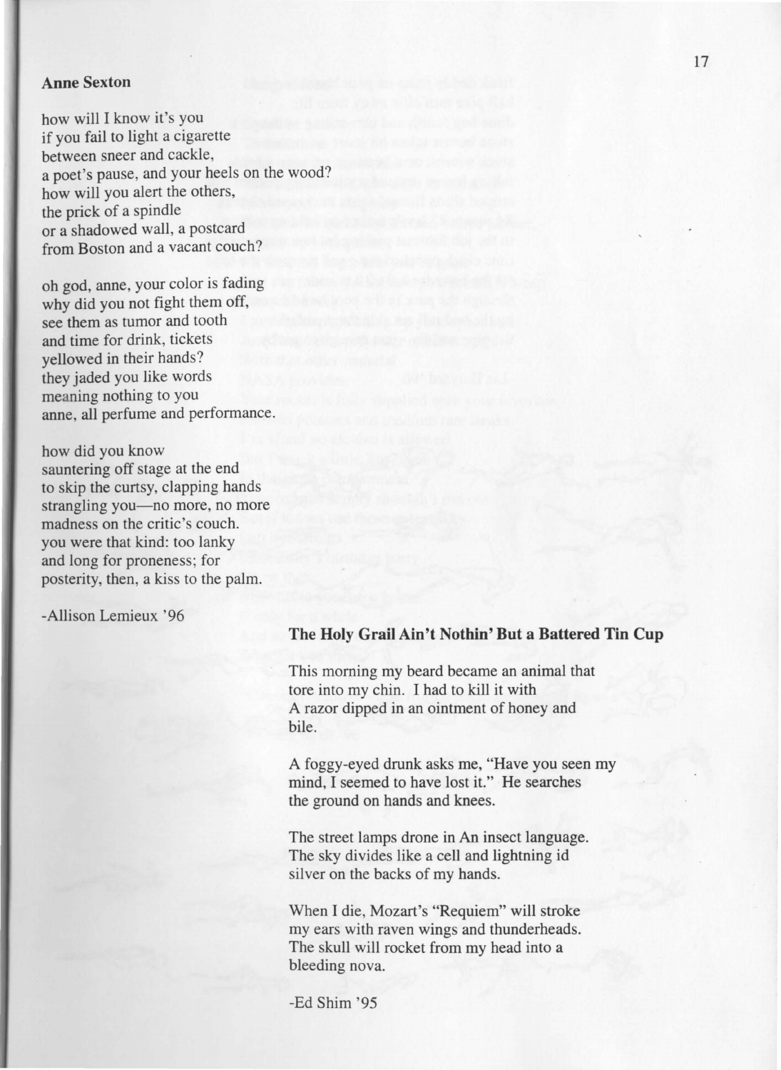## Anne Sexton

how will I know it's you
if you fail to light a cigarette
between sneer and cackle,
a poet's pause, and your heels on the wood?
how will you alert the others,
the prick of a spindle
or a shadowed wall, a postcard
from Boston and a vacant couch?

oh god, anne, your color is fading
why did you not fight them off,
see them as tumor and tooth
and time for drink, tickets
yellowed in their hands?
they jaded you like words
meaning nothing to you
anne, all perfume and performance.

how did you know
sauntering off stage at the end
to skip the curtsy, clapping hands
strangling you—no more, no more
madness on the critic's couch.
you were that kind: too lanky
and long for proneness; for
posterity, then, a kiss to the palm.

-Allison Lemieux '96

## The Holy Grail Ain't Nothin' But a Battered Tin Cup

This morning my beard became an animal that
tore into my chin. I had to kill it with
A razor dipped in an ointment of honey and
bile.

A foggy-eyed drunk asks me, "Have you seen my
mind, I seemed to have lost it." He searches
the ground on hands and knees.

The street lamps drone in An insect language.
The sky divides like a cell and lightning id
silver on the backs of my hands.

When I die, Mozart's "Requiem" will stroke
my ears with raven wings and thunderheads.
The skull will rocket from my head into a
bleeding nova.

-Ed Shim '95